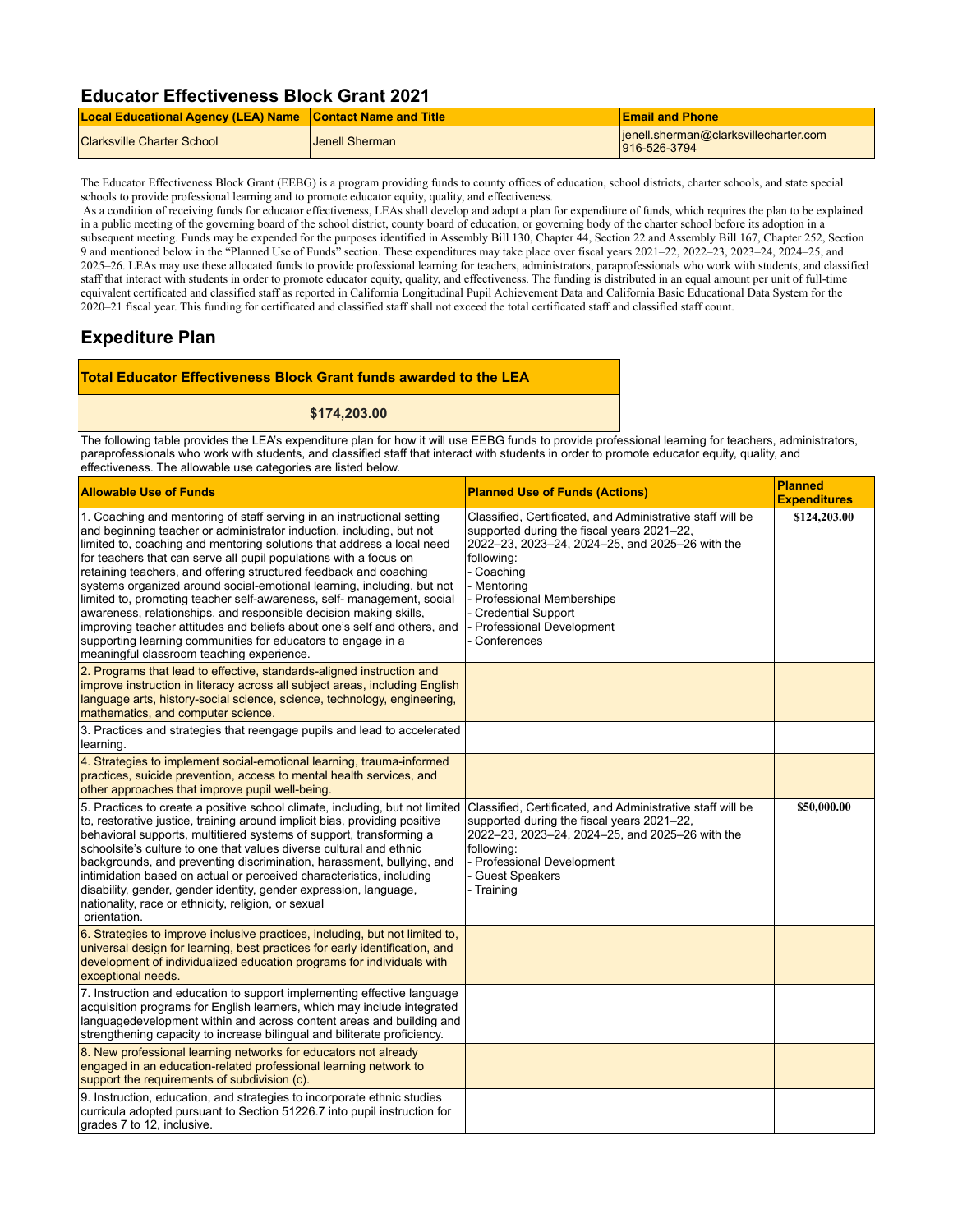## Educator Effectiveness Block Grant 2021

| Local Educational Agency (LEA) Name | Contact Name and Title | Email and Phone |
|---|---|---|
| Clarksville Charter School | Jenell Sherman | jenell.sherman@clarksvillecharter.com 916-526-3794 |

The Educator Effectiveness Block Grant (EEBG) is a program providing funds to county offices of education, school districts, charter schools, and state special schools to provide professional learning and to promote educator equity, quality, and effectiveness.

As a condition of receiving funds for educator effectiveness, LEAs shall develop and adopt a plan for expenditure of funds, which requires the plan to be explained in a public meeting of the governing board of the school district, county board of education, or governing body of the charter school before its adoption in a subsequent meeting. Funds may be expended for the purposes identified in Assembly Bill 130, Chapter 44, Section 22 and Assembly Bill 167, Chapter 252, Section 9 and mentioned below in the "Planned Use of Funds" section. These expenditures may take place over fiscal years 2021–22, 2022–23, 2023–24, 2024–25, and 2025–26. LEAs may use these allocated funds to provide professional learning for teachers, administrators, paraprofessionals who work with students, and classified staff that interact with students in order to promote educator equity, quality, and effectiveness. The funding is distributed in an equal amount per unit of full-time equivalent certificated and classified staff as reported in California Longitudinal Pupil Achievement Data and California Basic Educational Data System for the 2020–21 fiscal year. This funding for certificated and classified staff shall not exceed the total certificated staff and classified staff count.

## Expediture Plan

| Total Educator Effectiveness Block Grant funds awarded to the LEA |
|---|
| $174,203.00 |

The following table provides the LEA's expenditure plan for how it will use EEBG funds to provide professional learning for teachers, administrators, paraprofessionals who work with students, and classified staff that interact with students in order to promote educator equity, quality, and effectiveness. The allowable use categories are listed below.

| Allowable Use of Funds | Planned Use of Funds (Actions) | Planned Expenditures |
|---|---|---|
| 1. Coaching and mentoring of staff serving in an instructional setting and beginning teacher or administrator induction, including, but not limited to, coaching and mentoring solutions that address a local need for teachers that can serve all pupil populations with a focus on retaining teachers, and offering structured feedback and coaching systems organized around social-emotional learning, including, but not limited to, promoting teacher self-awareness, self- management, social awareness, relationships, and responsible decision making skills, improving teacher attitudes and beliefs about one's self and others, and supporting learning communities for educators to engage in a meaningful classroom teaching experience. | Classified, Certificated, and Administrative staff will be supported during the fiscal years 2021–22, 2022–23, 2023–24, 2024–25, and 2025–26 with the following:<br>- Coaching<br>- Mentoring<br>- Professional Memberships<br>- Credential Support<br>- Professional Development<br>- Conferences | $124,203.00 |
| 2. Programs that lead to effective, standards-aligned instruction and improve instruction in literacy across all subject areas, including English language arts, history-social science, science, technology, engineering, mathematics, and computer science. | | |
| 3. Practices and strategies that reengage pupils and lead to accelerated learning. | | |
| 4. Strategies to implement social-emotional learning, trauma-informed practices, suicide prevention, access to mental health services, and other approaches that improve pupil well-being. | | |
| 5. Practices to create a positive school climate, including, but not limited to, restorative justice, training around implicit bias, providing positive behavioral supports, multitiered systems of support, transforming a schoolsite's culture to one that values diverse cultural and ethnic backgrounds, and preventing discrimination, harassment, bullying, and intimidation based on actual or perceived characteristics, including disability, gender, gender identity, gender expression, language, nationality, race or ethnicity, religion, or sexual orientation. | Classified, Certificated, and Administrative staff will be supported during the fiscal years 2021–22, 2022–23, 2023–24, 2024–25, and 2025–26 with the following:<br>- Professional Development<br>- Guest Speakers<br>- Training | $50,000.00 |
| 6. Strategies to improve inclusive practices, including, but not limited to, universal design for learning, best practices for early identification, and development of individualized education programs for individuals with exceptional needs. | | |
| 7. Instruction and education to support implementing effective language acquisition programs for English learners, which may include integrated languagedevelopment within and across content areas and building and strengthening capacity to increase bilingual and biliterate proficiency. | | |
| 8. New professional learning networks for educators not already engaged in an education-related professional learning network to support the requirements of subdivision (c). | | |
| 9. Instruction, education, and strategies to incorporate ethnic studies curricula adopted pursuant to Section 51226.7 into pupil instruction for grades 7 to 12, inclusive. | | |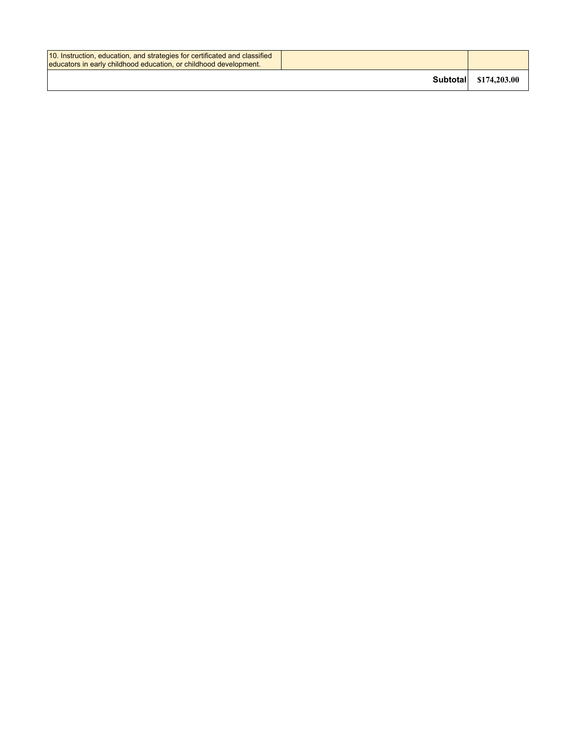| | | |
|---|---|---|
| 10. Instruction, education, and strategies for certificated and classified educators in early childhood education, or childhood development. | | |
| | **Subtotal** | **$174,203.00** |